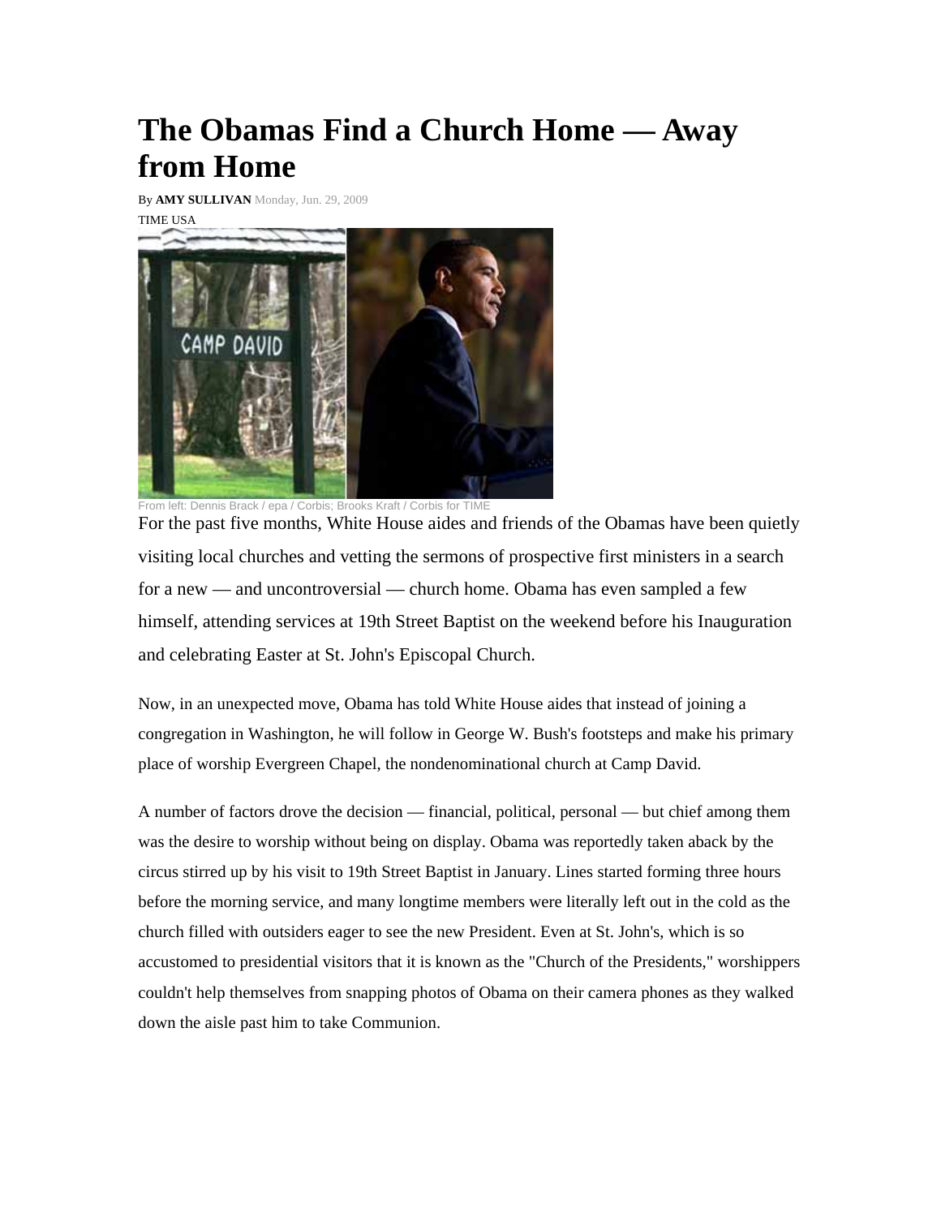# The Obamas Find a Church Home — Away from Home

By **AMY SULLIVAN** Monday, Jun. 29, 2009

TIME USA

From left: Dennis Brack / epa / Corbis; Brooks Kraft / Corbis for TIME

For the past five months, White House aides and friends of the Obamas have been quietly visiting local churches and vetting the sermons of prospective first ministers in a search for a new — and uncontroversial — church home. Obama has even sampled a few himself, attending services at 19th Street Baptist on the weekend before his Inauguration and celebrating Easter at St. John's Episcopal Church.

Now, in an unexpected move, Obama has told White House aides that instead of joining a congregation in Washington, he will follow in George W. Bush's footsteps and make his primary place of worship Evergreen Chapel, the nondenominational church at Camp David.

A number of factors drove the decision — financial, political, personal — but chief among them was the desire to worship without being on display. Obama was reportedly taken aback by the circus stirred up by his visit to 19th Street Baptist in January. Lines started forming three hours before the morning service, and many longtime members were literally left out in the cold as the church filled with outsiders eager to see the new President. Even at St. John's, which is so accustomed to presidential visitors that it is known as the "Church of the Presidents," worshippers couldn't help themselves from snapping photos of Obama on their camera phones as they walked down the aisle past him to take Communion.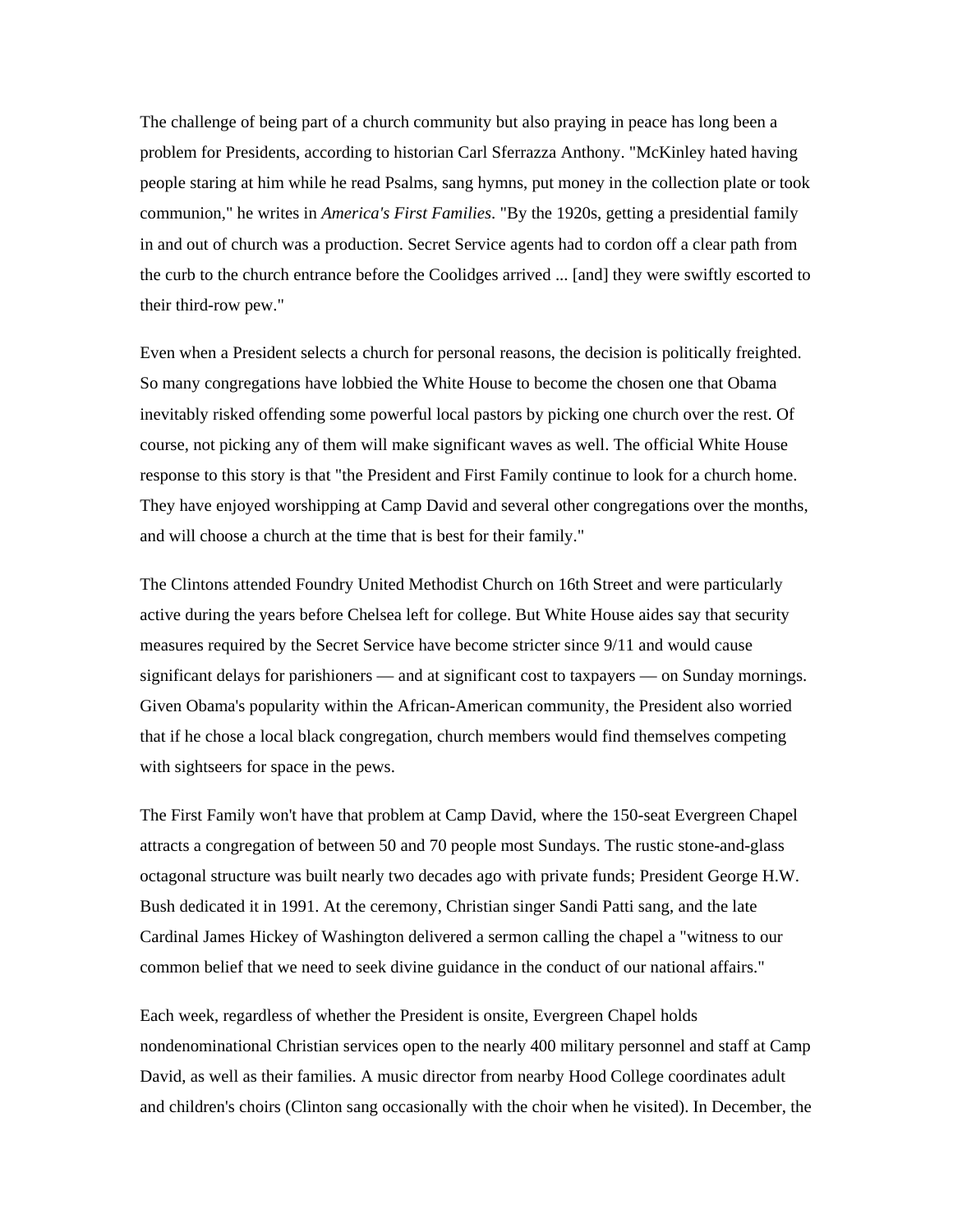The challenge of being part of a church community but also praying in peace has long been a problem for Presidents, according to historian Carl Sferrazza Anthony. "McKinley hated having people staring at him while he read Psalms, sang hymns, put money in the collection plate or took communion," he writes in *America's First Families*. "By the 1920s, getting a presidential family in and out of church was a production. Secret Service agents had to cordon off a clear path from the curb to the church entrance before the Coolidges arrived ... [and] they were swiftly escorted to their third-row pew."

Even when a President selects a church for personal reasons, the decision is politically freighted. So many congregations have lobbied the White House to become the chosen one that Obama inevitably risked offending some powerful local pastors by picking one church over the rest. Of course, not picking any of them will make significant waves as well. The official White House response to this story is that "the President and First Family continue to look for a church home. They have enjoyed worshipping at Camp David and several other congregations over the months, and will choose a church at the time that is best for their family."

The Clintons attended Foundry United Methodist Church on 16th Street and were particularly active during the years before Chelsea left for college. But White House aides say that security measures required by the Secret Service have become stricter since 9/11 and would cause significant delays for parishioners — and at significant cost to taxpayers — on Sunday mornings. Given Obama's popularity within the African-American community, the President also worried that if he chose a local black congregation, church members would find themselves competing with sightseers for space in the pews.

The First Family won't have that problem at Camp David, where the 150-seat Evergreen Chapel attracts a congregation of between 50 and 70 people most Sundays. The rustic stone-and-glass octagonal structure was built nearly two decades ago with private funds; President George H.W. Bush dedicated it in 1991. At the ceremony, Christian singer Sandi Patti sang, and the late Cardinal James Hickey of Washington delivered a sermon calling the chapel a "witness to our common belief that we need to seek divine guidance in the conduct of our national affairs."

Each week, regardless of whether the President is onsite, Evergreen Chapel holds nondenominational Christian services open to the nearly 400 military personnel and staff at Camp David, as well as their families. A music director from nearby Hood College coordinates adult and children's choirs (Clinton sang occasionally with the choir when he visited). In December, the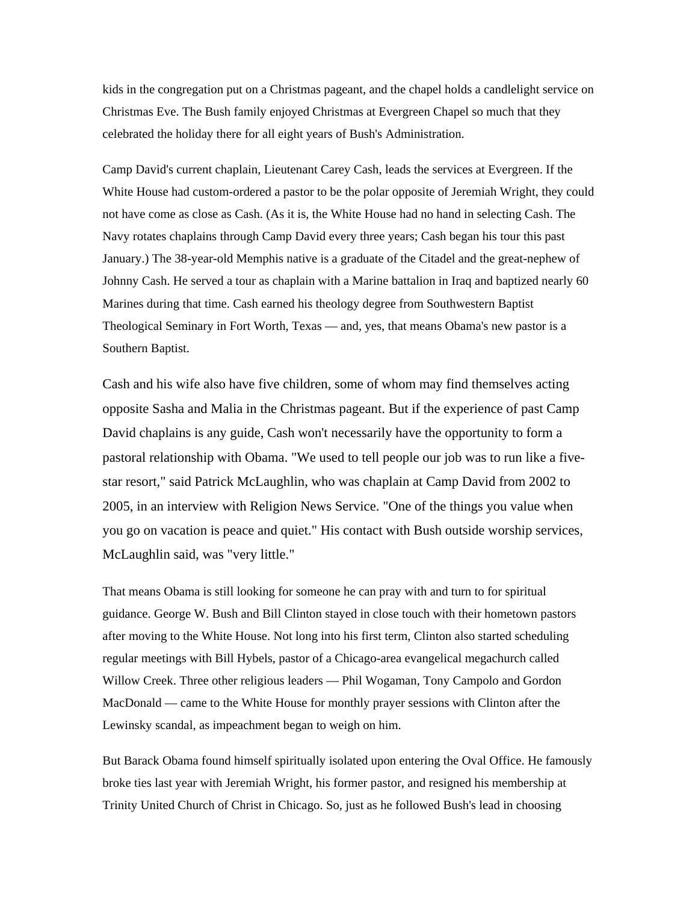kids in the congregation put on a Christmas pageant, and the chapel holds a candlelight service on Christmas Eve. The Bush family enjoyed Christmas at Evergreen Chapel so much that they celebrated the holiday there for all eight years of Bush's Administration.

Camp David's current chaplain, Lieutenant Carey Cash, leads the services at Evergreen. If the White House had custom-ordered a pastor to be the polar opposite of Jeremiah Wright, they could not have come as close as Cash. (As it is, the White House had no hand in selecting Cash. The Navy rotates chaplains through Camp David every three years; Cash began his tour this past January.) The 38-year-old Memphis native is a graduate of the Citadel and the great-nephew of Johnny Cash. He served a tour as chaplain with a Marine battalion in Iraq and baptized nearly 60 Marines during that time. Cash earned his theology degree from Southwestern Baptist Theological Seminary in Fort Worth, Texas — and, yes, that means Obama's new pastor is a Southern Baptist.

Cash and his wife also have five children, some of whom may find themselves acting opposite Sasha and Malia in the Christmas pageant. But if the experience of past Camp David chaplains is any guide, Cash won't necessarily have the opportunity to form a pastoral relationship with Obama. "We used to tell people our job was to run like a five-star resort," said Patrick McLaughlin, who was chaplain at Camp David from 2002 to 2005, in an interview with Religion News Service. "One of the things you value when you go on vacation is peace and quiet." His contact with Bush outside worship services, McLaughlin said, was "very little."

That means Obama is still looking for someone he can pray with and turn to for spiritual guidance. George W. Bush and Bill Clinton stayed in close touch with their hometown pastors after moving to the White House. Not long into his first term, Clinton also started scheduling regular meetings with Bill Hybels, pastor of a Chicago-area evangelical megachurch called Willow Creek. Three other religious leaders — Phil Wogaman, Tony Campolo and Gordon MacDonald — came to the White House for monthly prayer sessions with Clinton after the Lewinsky scandal, as impeachment began to weigh on him.

But Barack Obama found himself spiritually isolated upon entering the Oval Office. He famously broke ties last year with Jeremiah Wright, his former pastor, and resigned his membership at Trinity United Church of Christ in Chicago. So, just as he followed Bush's lead in choosing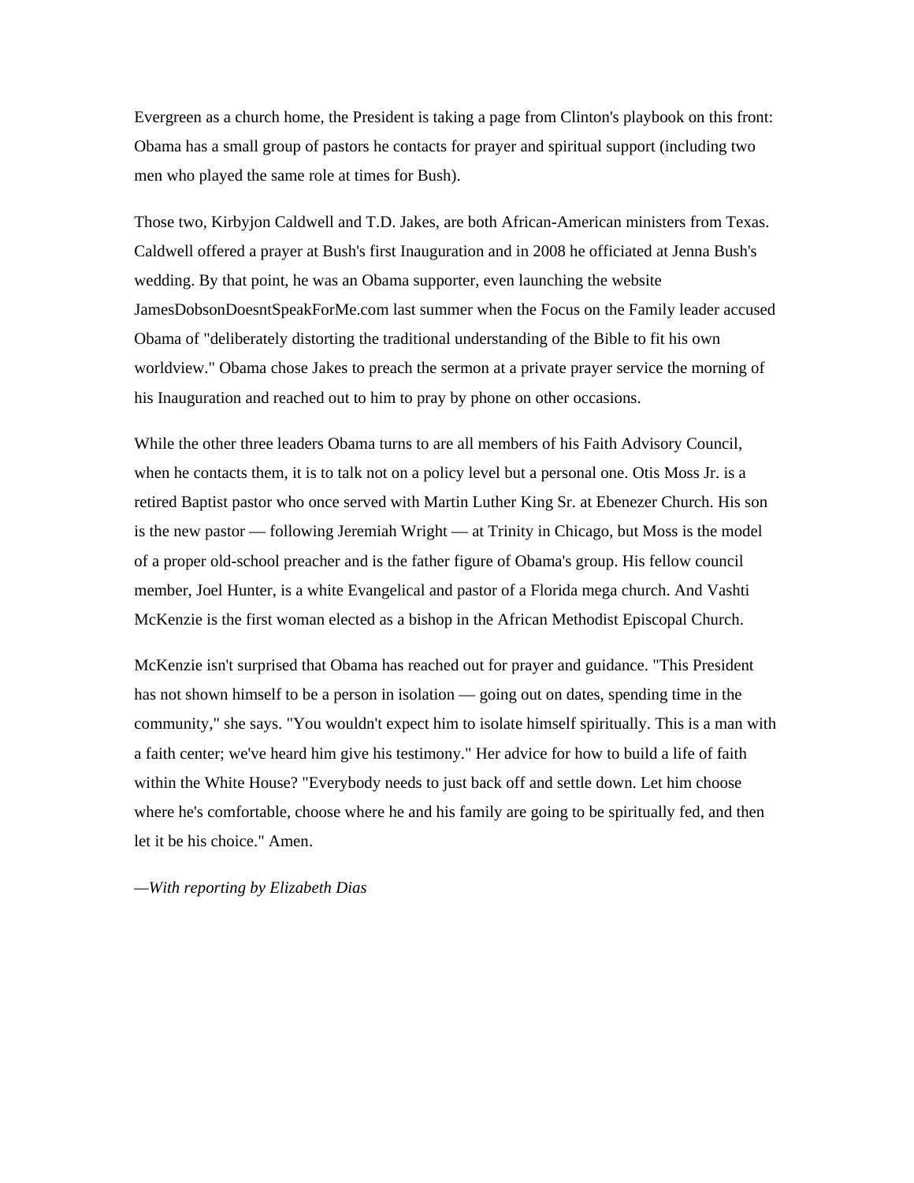Evergreen as a church home, the President is taking a page from Clinton's playbook on this front: Obama has a small group of pastors he contacts for prayer and spiritual support (including two men who played the same role at times for Bush).

Those two, Kirbyjon Caldwell and T.D. Jakes, are both African-American ministers from Texas. Caldwell offered a prayer at Bush's first Inauguration and in 2008 he officiated at Jenna Bush's wedding. By that point, he was an Obama supporter, even launching the website JamesDobsonDoesntSpeakForMe.com last summer when the Focus on the Family leader accused Obama of "deliberately distorting the traditional understanding of the Bible to fit his own worldview." Obama chose Jakes to preach the sermon at a private prayer service the morning of his Inauguration and reached out to him to pray by phone on other occasions.

While the other three leaders Obama turns to are all members of his Faith Advisory Council, when he contacts them, it is to talk not on a policy level but a personal one. Otis Moss Jr. is a retired Baptist pastor who once served with Martin Luther King Sr. at Ebenezer Church. His son is the new pastor — following Jeremiah Wright — at Trinity in Chicago, but Moss is the model of a proper old-school preacher and is the father figure of Obama's group. His fellow council member, Joel Hunter, is a white Evangelical and pastor of a Florida mega church. And Vashti McKenzie is the first woman elected as a bishop in the African Methodist Episcopal Church.

McKenzie isn't surprised that Obama has reached out for prayer and guidance. "This President has not shown himself to be a person in isolation — going out on dates, spending time in the community," she says. "You wouldn't expect him to isolate himself spiritually. This is a man with a faith center; we've heard him give his testimony." Her advice for how to build a life of faith within the White House? "Everybody needs to just back off and settle down. Let him choose where he's comfortable, choose where he and his family are going to be spiritually fed, and then let it be his choice." Amen.

*—With reporting by Elizabeth Dias*